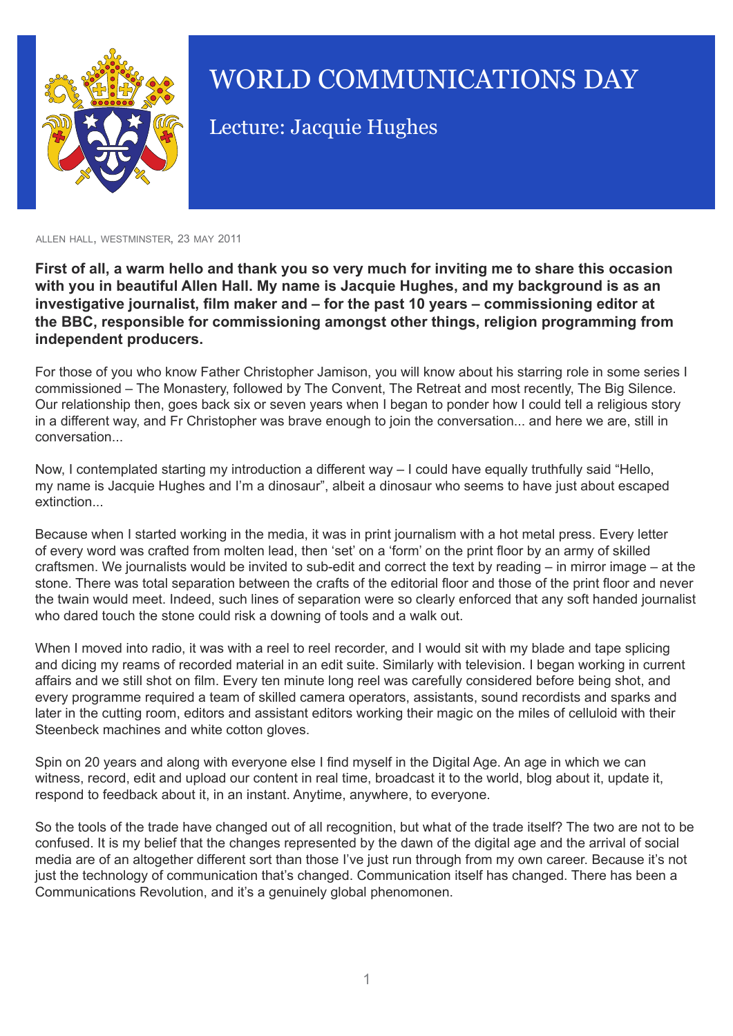# WORLD COMMUNICATIONS DAY

## Lecture: Jacquie Hughes

ALLEN HALL, WESTMINSTER, 23 MAY 2011

**First of all, a warm hello and thank you so very much for inviting me to share this occasion with you in beautiful Allen Hall. My name is Jacquie Hughes, and my background is as an investigative journalist, film maker and – for the past 10 years – commissioning editor at the BBC, responsible for commissioning amongst other things, religion programming from independent producers.**

For those of you who know Father Christopher Jamison, you will know about his starring role in some series I commissioned – The Monastery, followed by The Convent, The Retreat and most recently, The Big Silence. Our relationship then, goes back six or seven years when I began to ponder how I could tell a religious story in a different way, and Fr Christopher was brave enough to join the conversation... and here we are, still in conversation...

Now, I contemplated starting my introduction a different way – I could have equally truthfully said "Hello, my name is Jacquie Hughes and I'm a dinosaur", albeit a dinosaur who seems to have just about escaped extinction...

Because when I started working in the media, it was in print journalism with a hot metal press. Every letter of every word was crafted from molten lead, then 'set' on a 'form' on the print floor by an army of skilled craftsmen. We journalists would be invited to sub-edit and correct the text by reading – in mirror image – at the stone. There was total separation between the crafts of the editorial floor and those of the print floor and never the twain would meet. Indeed, such lines of separation were so clearly enforced that any soft handed journalist who dared touch the stone could risk a downing of tools and a walk out.

When I moved into radio, it was with a reel to reel recorder, and I would sit with my blade and tape splicing and dicing my reams of recorded material in an edit suite. Similarly with television. I began working in current affairs and we still shot on film. Every ten minute long reel was carefully considered before being shot, and every programme required a team of skilled camera operators, assistants, sound recordists and sparks and later in the cutting room, editors and assistant editors working their magic on the miles of celluloid with their Steenbeck machines and white cotton gloves.

Spin on 20 years and along with everyone else I find myself in the Digital Age. An age in which we can witness, record, edit and upload our content in real time, broadcast it to the world, blog about it, update it, respond to feedback about it, in an instant. Anytime, anywhere, to everyone.

So the tools of the trade have changed out of all recognition, but what of the trade itself? The two are not to be confused. It is my belief that the changes represented by the dawn of the digital age and the arrival of social media are of an altogether different sort than those I've just run through from my own career. Because it's not just the technology of communication that's changed. Communication itself has changed. There has been a Communications Revolution, and it's a genuinely global phenomenon.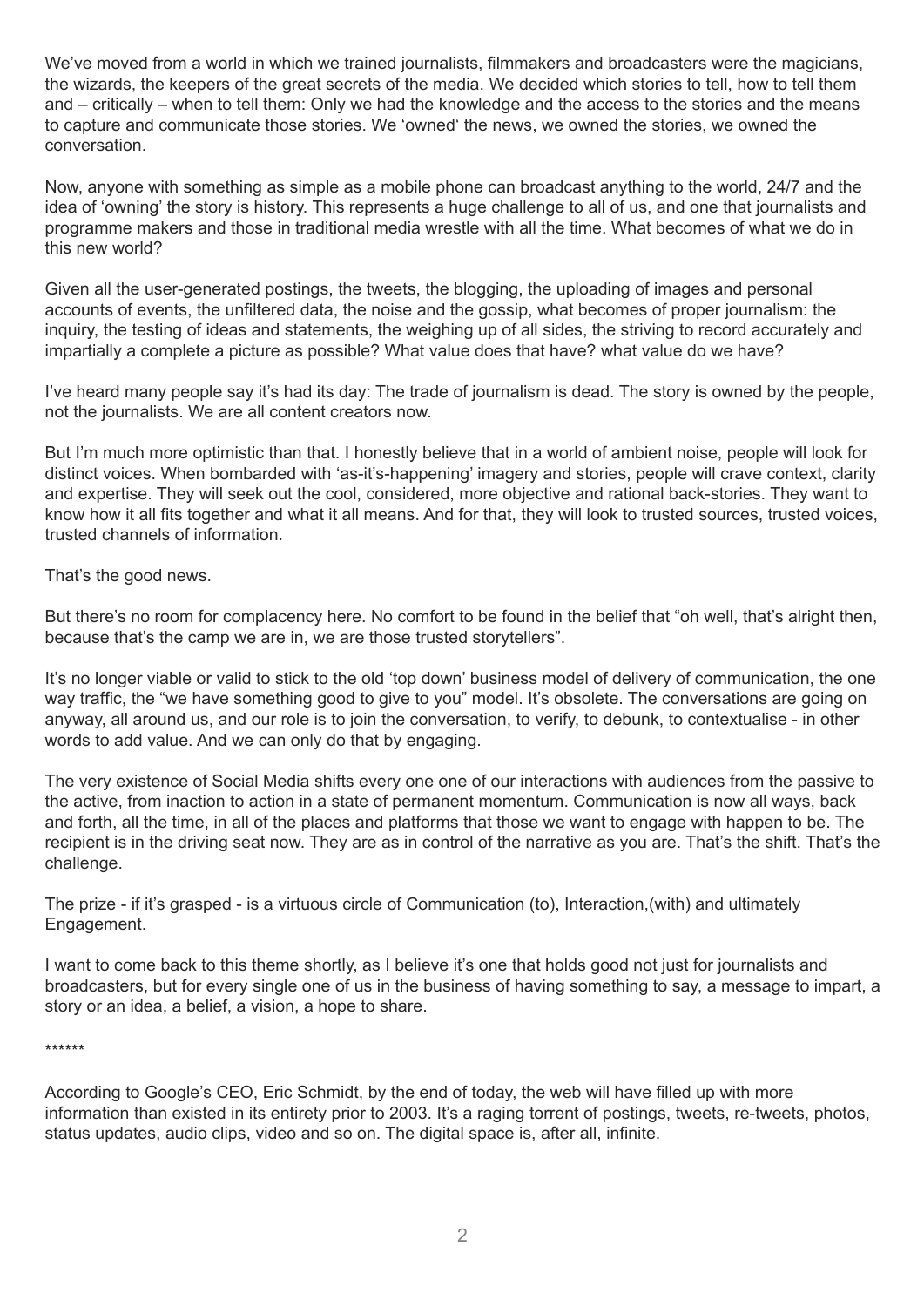We've moved from a world in which we trained journalists, filmmakers and broadcasters were the magicians, the wizards, the keepers of the great secrets of the media. We decided which stories to tell, how to tell them and – critically – when to tell them: Only we had the knowledge and the access to the stories and the means to capture and communicate those stories. We 'owned' the news, we owned the stories, we owned the conversation.

Now, anyone with something as simple as a mobile phone can broadcast anything to the world, 24/7 and the idea of 'owning' the story is history. This represents a huge challenge to all of us, and one that journalists and programme makers and those in traditional media wrestle with all the time. What becomes of what we do in this new world?

Given all the user-generated postings, the tweets, the blogging, the uploading of images and personal accounts of events, the unfiltered data, the noise and the gossip, what becomes of proper journalism: the inquiry, the testing of ideas and statements, the weighing up of all sides, the striving to record accurately and impartially a complete a picture as possible? What value does that have? what value do we have?

I've heard many people say it's had its day: The trade of journalism is dead. The story is owned by the people, not the journalists. We are all content creators now.

But I'm much more optimistic than that. I honestly believe that in a world of ambient noise, people will look for distinct voices. When bombarded with 'as-it's-happening' imagery and stories, people will crave context, clarity and expertise. They will seek out the cool, considered, more objective and rational back-stories. They want to know how it all fits together and what it all means. And for that, they will look to trusted sources, trusted voices, trusted channels of information.

That's the good news.

But there's no room for complacency here. No comfort to be found in the belief that "oh well, that's alright then, because that's the camp we are in, we are those trusted storytellers".

It's no longer viable or valid to stick to the old 'top down' business model of delivery of communication, the one way traffic, the "we have something good to give to you" model. It's obsolete. The conversations are going on anyway, all around us, and our role is to join the conversation, to verify, to debunk, to contextualise - in other words to add value. And we can only do that by engaging.

The very existence of Social Media shifts every one one of our interactions with audiences from the passive to the active, from inaction to action in a state of permanent momentum. Communication is now all ways, back and forth, all the time, in all of the places and platforms that those we want to engage with happen to be. The recipient is in the driving seat now. They are as in control of the narrative as you are. That's the shift. That's the challenge.

The prize - if it's grasped - is a virtuous circle of Communication (to), Interaction,(with) and ultimately Engagement.

I want to come back to this theme shortly, as I believe it's one that holds good not just for journalists and broadcasters, but for every single one of us in the business of having something to say, a message to impart, a story or an idea, a belief, a vision, a hope to share.

******

According to Google's CEO, Eric Schmidt, by the end of today, the web will have filled up with more information than existed in its entirety prior to 2003. It's a raging torrent of postings, tweets, re-tweets, photos, status updates, audio clips, video and so on. The digital space is, after all, infinite.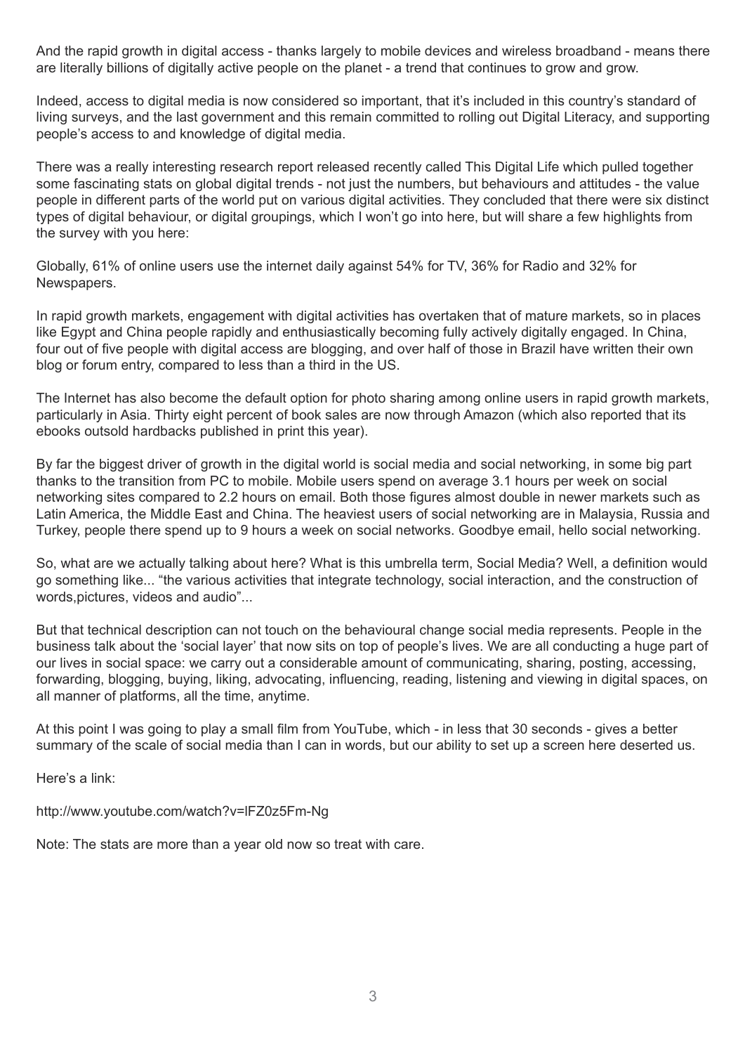And the rapid growth in digital access - thanks largely to mobile devices and wireless broadband - means there are literally billions of digitally active people on the planet - a trend that continues to grow and grow.

Indeed, access to digital media is now considered so important, that it's included in this country's standard of living surveys, and the last government and this remain committed to rolling out Digital Literacy, and supporting people's access to and knowledge of digital media.

There was a really interesting research report released recently called This Digital Life which pulled together some fascinating stats on global digital trends - not just the numbers, but behaviours and attitudes - the value people in different parts of the world put on various digital activities. They concluded that there were six distinct types of digital behaviour, or digital groupings, which I won't go into here, but will share a few highlights from the survey with you here:

Globally, 61% of online users use the internet daily against 54% for TV, 36% for Radio and 32% for Newspapers.

In rapid growth markets, engagement with digital activities has overtaken that of mature markets, so in places like Egypt and China people rapidly and enthusiastically becoming fully actively digitally engaged. In China, four out of five people with digital access are blogging, and over half of those in Brazil have written their own blog or forum entry, compared to less than a third in the US.

The Internet has also become the default option for photo sharing among online users in rapid growth markets, particularly in Asia. Thirty eight percent of book sales are now through Amazon (which also reported that its ebooks outsold hardbacks published in print this year).

By far the biggest driver of growth in the digital world is social media and social networking, in some big part thanks to the transition from PC to mobile. Mobile users spend on average 3.1 hours per week on social networking sites compared to 2.2 hours on email. Both those figures almost double in newer markets such as Latin America, the Middle East and China. The heaviest users of social networking are in Malaysia, Russia and Turkey, people there spend up to 9 hours a week on social networks. Goodbye email, hello social networking.

So, what are we actually talking about here? What is this umbrella term, Social Media? Well, a definition would go something like... "the various activities that integrate technology, social interaction, and the construction of words,pictures, videos and audio"...

But that technical description can not touch on the behavioural change social media represents. People in the business talk about the 'social layer' that now sits on top of people's lives. We are all conducting a huge part of our lives in social space: we carry out a considerable amount of communicating, sharing, posting, accessing, forwarding, blogging, buying, liking, advocating, influencing, reading, listening and viewing in digital spaces, on all manner of platforms, all the time, anytime.

At this point I was going to play a small film from YouTube, which - in less that 30 seconds - gives a better summary of the scale of social media than I can in words, but our ability to set up a screen here deserted us.

Here's a link:

http://www.youtube.com/watch?v=lFZ0z5Fm-Ng

Note: The stats are more than a year old now so treat with care.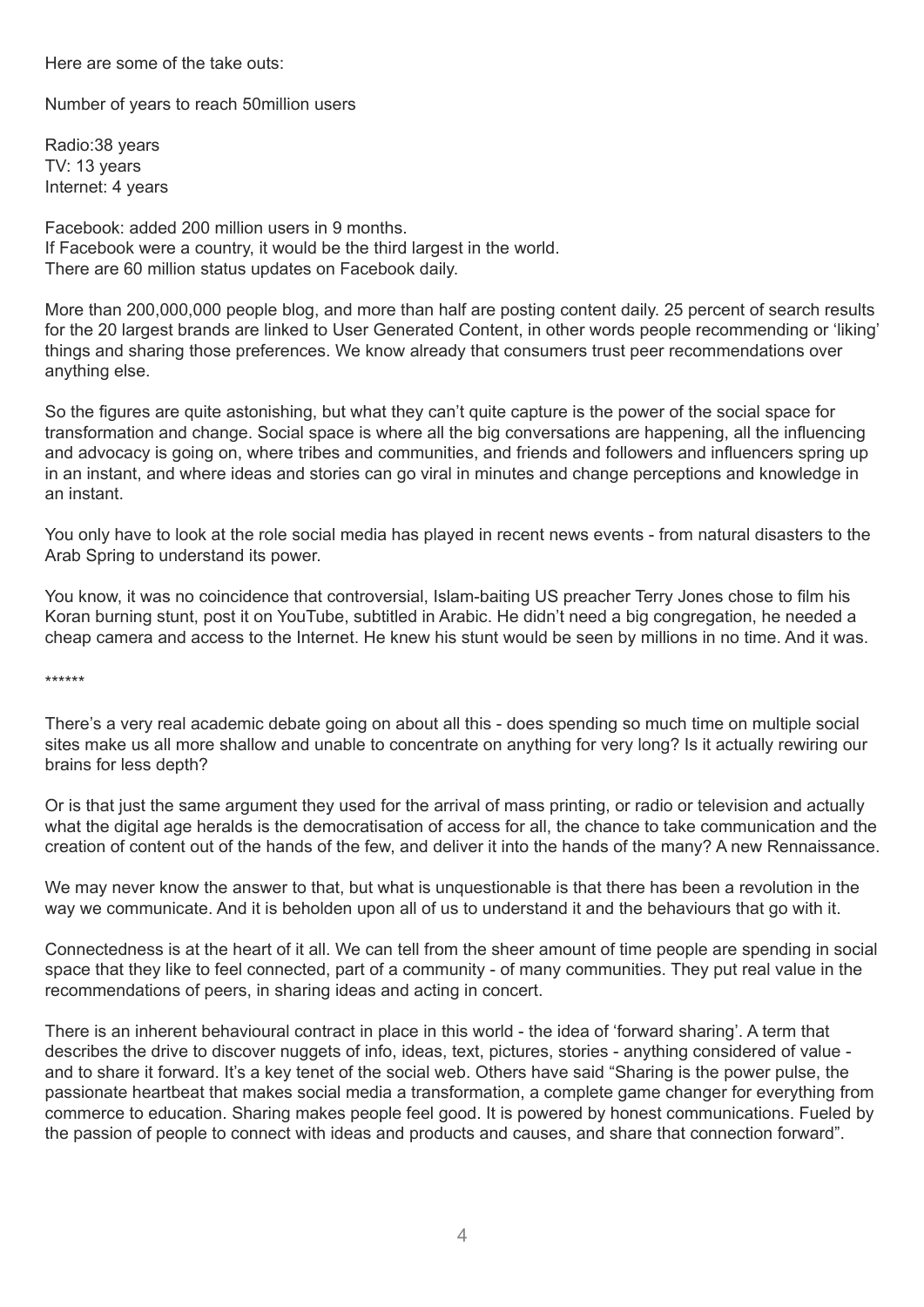Here are some of the take outs:

Number of years to reach 50million users

Radio:38 years
TV: 13 years
Internet: 4 years

Facebook: added 200 million users in 9 months.
If Facebook were a country, it would be the third largest in the world.
There are 60 million status updates on Facebook daily.

More than 200,000,000 people blog, and more than half are posting content daily. 25 percent of search results for the 20 largest brands are linked to User Generated Content, in other words people recommending or 'liking' things and sharing those preferences. We know already that consumers trust peer recommendations over anything else.

So the figures are quite astonishing, but what they can't quite capture is the power of the social space for transformation and change. Social space is where all the big conversations are happening, all the influencing and advocacy is going on, where tribes and communities, and friends and followers and influencers spring up in an instant, and where ideas and stories can go viral in minutes and change perceptions and knowledge in an instant.

You only have to look at the role social media has played in recent news events - from natural disasters to the Arab Spring to understand its power.

You know, it was no coincidence that controversial, Islam-baiting US preacher Terry Jones chose to film his Koran burning stunt, post it on YouTube, subtitled in Arabic. He didn't need a big congregation, he needed a cheap camera and access to the Internet. He knew his stunt would be seen by millions in no time. And it was.

******

There's a very real academic debate going on about all this - does spending so much time on multiple social sites make us all more shallow and unable to concentrate on anything for very long? Is it actually rewiring our brains for less depth?

Or is that just the same argument they used for the arrival of mass printing, or radio or television and actually what the digital age heralds is the democratisation of access for all, the chance to take communication and the creation of content out of the hands of the few, and deliver it into the hands of the many? A new Rennaissance.

We may never know the answer to that, but what is unquestionable is that there has been a revolution in the way we communicate. And it is beholden upon all of us to understand it and the behaviours that go with it.

Connectedness is at the heart of it all. We can tell from the sheer amount of time people are spending in social space that they like to feel connected, part of a community - of many communities. They put real value in the recommendations of peers, in sharing ideas and acting in concert.

There is an inherent behavioural contract in place in this world - the idea of 'forward sharing'. A term that describes the drive to discover nuggets of info, ideas, text, pictures, stories - anything considered of value - and to share it forward. It's a key tenet of the social web. Others have said "Sharing is the power pulse, the passionate heartbeat that makes social media a transformation, a complete game changer for everything from commerce to education. Sharing makes people feel good. It is powered by honest communications. Fueled by the passion of people to connect with ideas and products and causes, and share that connection forward".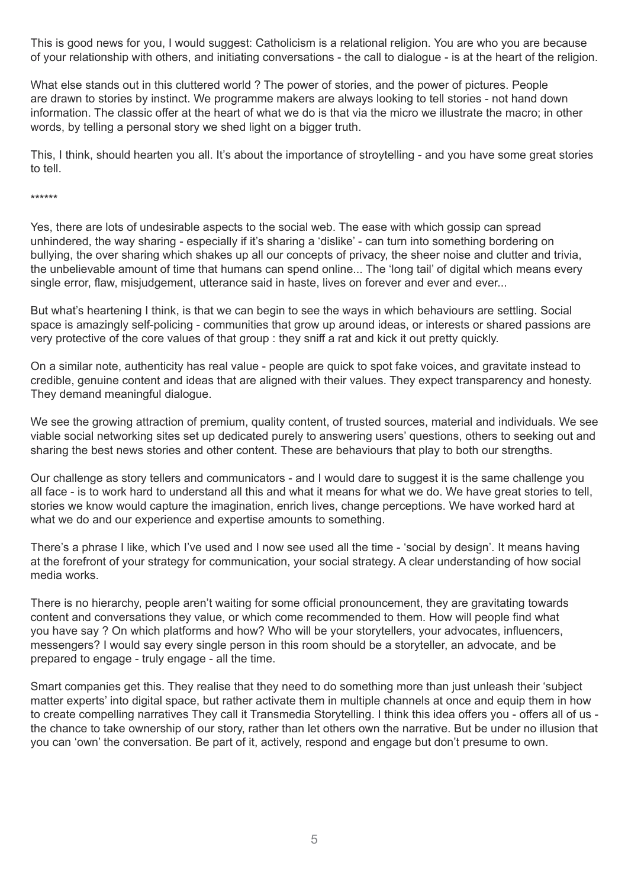This is good news for you, I would suggest: Catholicism is a relational religion. You are who you are because of your relationship with others, and initiating conversations - the call to dialogue - is at the heart of the religion.

What else stands out in this cluttered world ? The power of stories, and the power of pictures. People are drawn to stories by instinct. We programme makers are always looking to tell stories - not hand down information. The classic offer at the heart of what we do is that via the micro we illustrate the macro; in other words, by telling a personal story we shed light on a bigger truth.

This, I think, should hearten you all. It's about the importance of stroytelling - and you have some great stories to tell.

******

Yes, there are lots of undesirable aspects to the social web. The ease with which gossip can spread unhindered, the way sharing - especially if it's sharing a 'dislike' - can turn into something bordering on bullying, the over sharing which shakes up all our concepts of privacy, the sheer noise and clutter and trivia, the unbelievable amount of time that humans can spend online... The 'long tail' of digital which means every single error, flaw, misjudgement, utterance said in haste, lives on forever and ever and ever...

But what's heartening I think, is that we can begin to see the ways in which behaviours are settling. Social space is amazingly self-policing - communities that grow up around ideas, or interests or shared passions are very protective of the core values of that group : they sniff a rat and kick it out pretty quickly.

On a similar note, authenticity has real value - people are quick to spot fake voices, and gravitate instead to credible, genuine content and ideas that are aligned with their values. They expect transparency and honesty. They demand meaningful dialogue.

We see the growing attraction of premium, quality content, of trusted sources, material and individuals. We see viable social networking sites set up dedicated purely to answering users' questions, others to seeking out and sharing the best news stories and other content. These are behaviours that play to both our strengths.

Our challenge as story tellers and communicators - and I would dare to suggest it is the same challenge you all face - is to work hard to understand all this and what it means for what we do. We have great stories to tell, stories we know would capture the imagination, enrich lives, change perceptions. We have worked hard at what we do and our experience and expertise amounts to something.

There's a phrase I like, which I've used and I now see used all the time - 'social by design'. It means having at the forefront of your strategy for communication, your social strategy. A clear understanding of how social media works.

There is no hierarchy, people aren't waiting for some official pronouncement, they are gravitating towards content and conversations they value, or which come recommended to them. How will people find what you have say ? On which platforms and how? Who will be your storytellers, your advocates, influencers, messengers? I would say every single person in this room should be a storyteller, an advocate, and be prepared to engage - truly engage - all the time.

Smart companies get this. They realise that they need to do something more than just unleash their 'subject matter experts' into digital space, but rather activate them in multiple channels at once and equip them in how to create compelling narratives They call it Transmedia Storytelling. I think this idea offers you - offers all of us - the chance to take ownership of our story, rather than let others own the narrative. But be under no illusion that you can 'own' the conversation. Be part of it, actively, respond and engage but don't presume to own.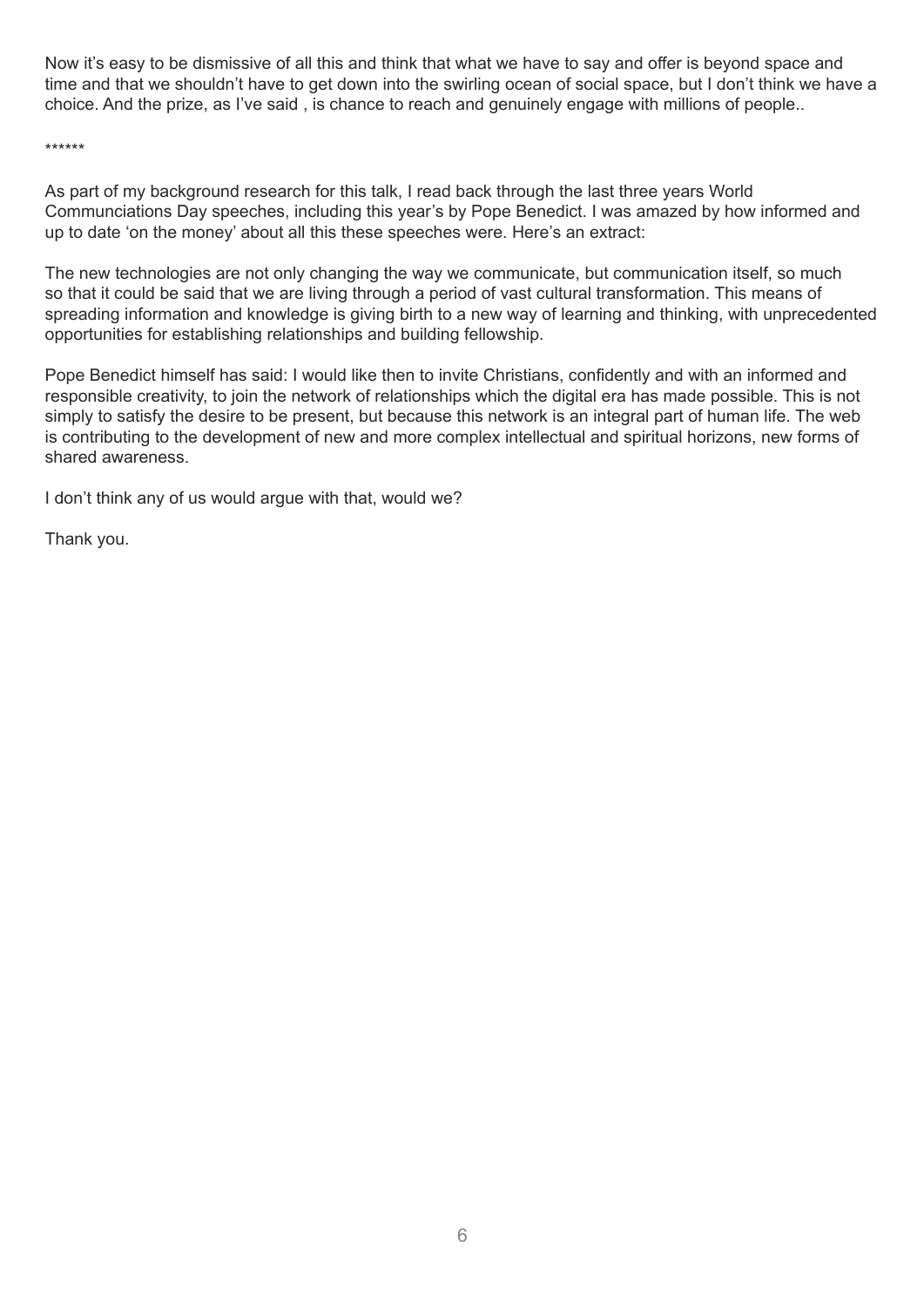Now it's easy to be dismissive of all this and think that what we have to say and offer is beyond space and time and that we shouldn't have to get down into the swirling ocean of social space, but I don't think we have a choice. And the prize, as I've said , is chance to reach and genuinely engage with millions of people..

******

As part of my background research for this talk, I read back through the last three years World Communciations Day speeches, including this year's by Pope Benedict. I was amazed by how informed and up to date 'on the money' about all this these speeches were. Here's an extract:

The new technologies are not only changing the way we communicate, but communication itself, so much so that it could be said that we are living through a period of vast cultural transformation. This means of spreading information and knowledge is giving birth to a new way of learning and thinking, with unprecedented opportunities for establishing relationships and building fellowship.

Pope Benedict himself has said: I would like then to invite Christians, confidently and with an informed and responsible creativity, to join the network of relationships which the digital era has made possible. This is not simply to satisfy the desire to be present, but because this network is an integral part of human life. The web is contributing to the development of new and more complex intellectual and spiritual horizons, new forms of shared awareness.

I don't think any of us would argue with that, would we?

Thank you.